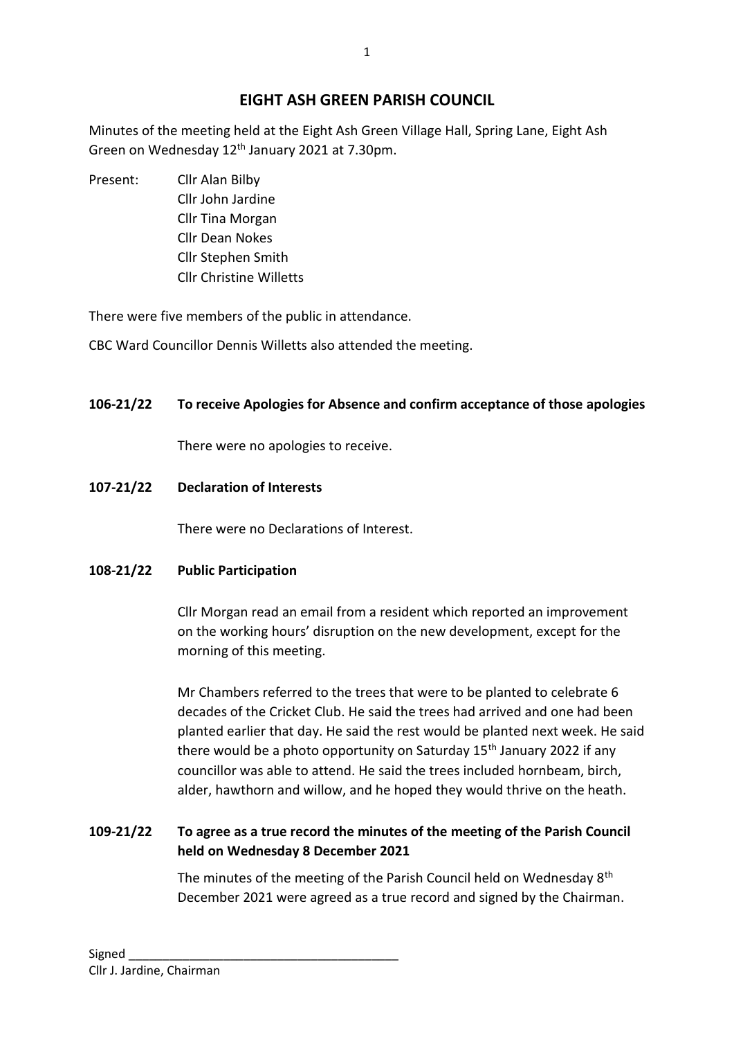# EIGHT ASH GREEN PARISH COUNCIL

Minutes of the meeting held at the Eight Ash Green Village Hall, Spring Lane, Eight Ash Green on Wednesday 12th January 2021 at 7.30pm.

Present: Cllr Alan Bilby
Cllr John Jardine
Cllr Tina Morgan
Cllr Dean Nokes
Cllr Stephen Smith
Cllr Christine Willetts

There were five members of the public in attendance.

CBC Ward Councillor Dennis Willetts also attended the meeting.

**106-21/22 To receive Apologies for Absence and confirm acceptance of those apologies**

There were no apologies to receive.

**107-21/22 Declaration of Interests**

There were no Declarations of Interest.

**108-21/22 Public Participation**

Cllr Morgan read an email from a resident which reported an improvement on the working hours' disruption on the new development, except for the morning of this meeting.

Mr Chambers referred to the trees that were to be planted to celebrate 6 decades of the Cricket Club. He said the trees had arrived and one had been planted earlier that day. He said the rest would be planted next week. He said there would be a photo opportunity on Saturday 15th January 2022 if any councillor was able to attend. He said the trees included hornbeam, birch, alder, hawthorn and willow, and he hoped they would thrive on the heath.

**109-21/22 To agree as a true record the minutes of the meeting of the Parish Council held on Wednesday 8 December 2021**

The minutes of the meeting of the Parish Council held on Wednesday 8th December 2021 were agreed as a true record and signed by the Chairman.

Signed \_\_\_\_\_\_\_\_\_\_\_\_\_\_\_\_\_\_\_\_\_\_\_\_\_\_\_\_\_\_\_\_\_\_\_\_\_\_\_\_
Cllr J. Jardine, Chairman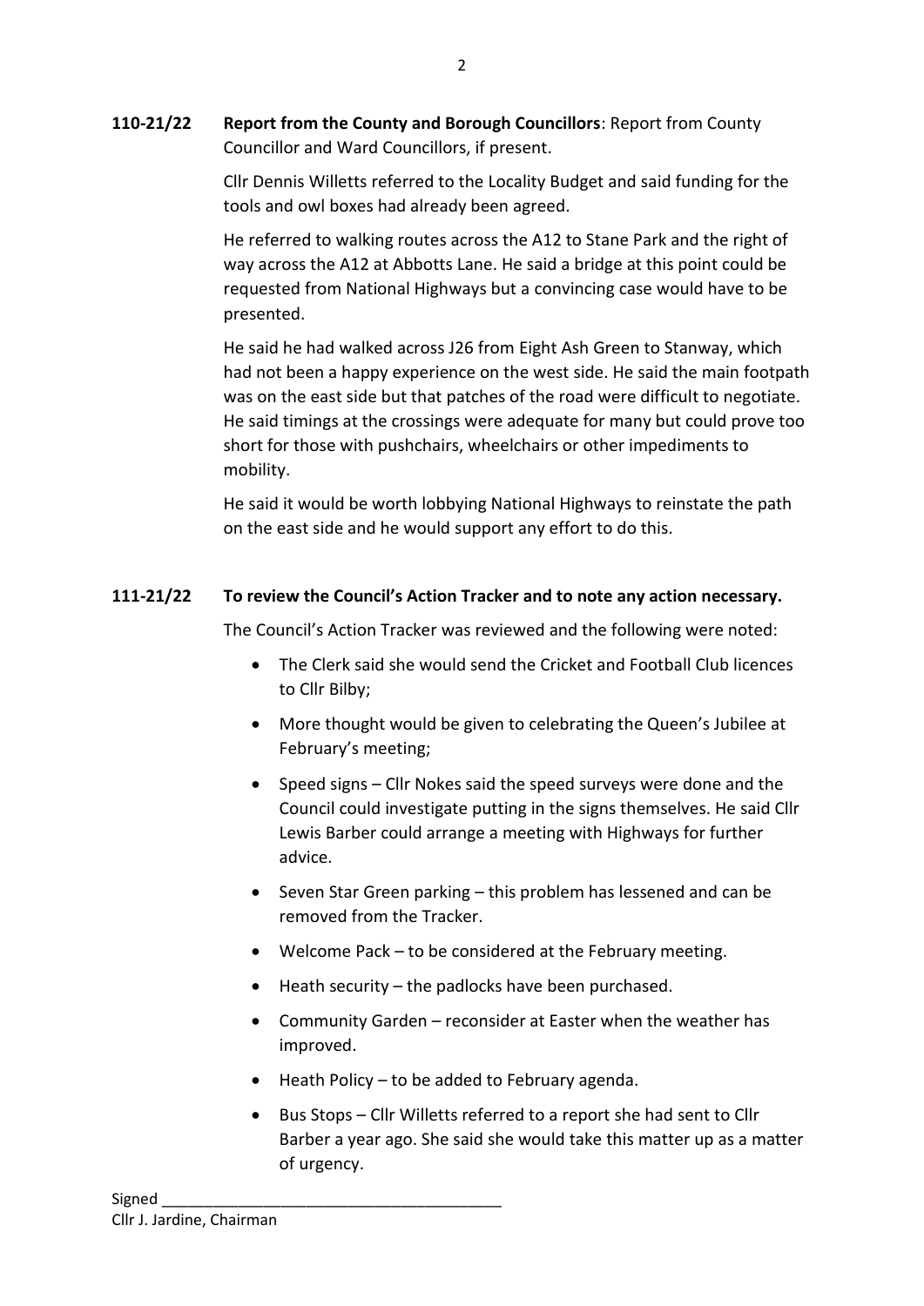**110-21/22 Report from the County and Borough Councillors**: Report from County Councillor and Ward Councillors, if present.

Cllr Dennis Willetts referred to the Locality Budget and said funding for the tools and owl boxes had already been agreed.

He referred to walking routes across the A12 to Stane Park and the right of way across the A12 at Abbotts Lane. He said a bridge at this point could be requested from National Highways but a convincing case would have to be presented.

He said he had walked across J26 from Eight Ash Green to Stanway, which had not been a happy experience on the west side. He said the main footpath was on the east side but that patches of the road were difficult to negotiate. He said timings at the crossings were adequate for many but could prove too short for those with pushchairs, wheelchairs or other impediments to mobility.

He said it would be worth lobbying National Highways to reinstate the path on the east side and he would support any effort to do this.

**111-21/22 To review the Council's Action Tracker and to note any action necessary.**

The Council's Action Tracker was reviewed and the following were noted:

- The Clerk said she would send the Cricket and Football Club licences to Cllr Bilby;
- More thought would be given to celebrating the Queen's Jubilee at February's meeting;
- Speed signs – Cllr Nokes said the speed surveys were done and the Council could investigate putting in the signs themselves. He said Cllr Lewis Barber could arrange a meeting with Highways for further advice.
- Seven Star Green parking – this problem has lessened and can be removed from the Tracker.
- Welcome Pack – to be considered at the February meeting.
- Heath security – the padlocks have been purchased.
- Community Garden – reconsider at Easter when the weather has improved.
- Heath Policy – to be added to February agenda.
- Bus Stops – Cllr Willetts referred to a report she had sent to Cllr Barber a year ago. She said she would take this matter up as a matter of urgency.

Signed \_\_\_\_\_\_\_\_\_\_\_\_\_\_\_\_\_\_\_\_\_\_\_\_\_\_\_\_\_\_\_\_\_\_\_\_\_\_\_
Cllr J. Jardine, Chairman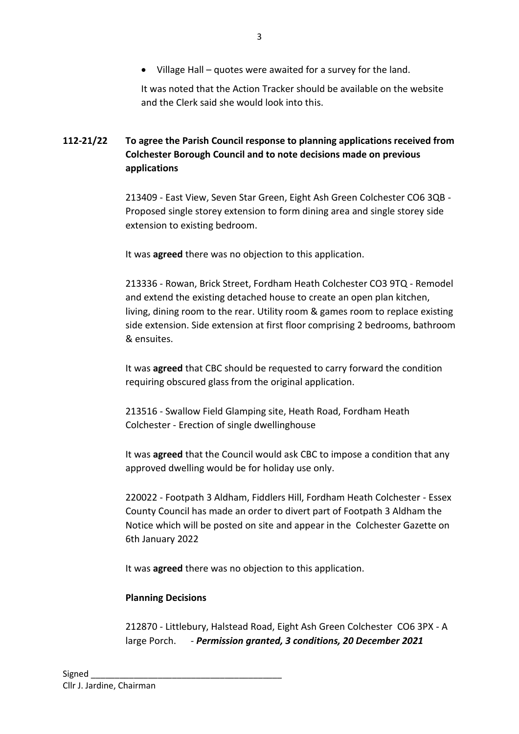- Village Hall – quotes were awaited for a survey for the land.

It was noted that the Action Tracker should be available on the website and the Clerk said she would look into this.

**112-21/22 To agree the Parish Council response to planning applications received from Colchester Borough Council and to note decisions made on previous applications**

213409 - East View, Seven Star Green, Eight Ash Green Colchester CO6 3QB - Proposed single storey extension to form dining area and single storey side extension to existing bedroom.

It was **agreed** there was no objection to this application.

213336 - Rowan, Brick Street, Fordham Heath Colchester CO3 9TQ - Remodel and extend the existing detached house to create an open plan kitchen, living, dining room to the rear. Utility room & games room to replace existing side extension. Side extension at first floor comprising 2 bedrooms, bathroom & ensuites.

It was **agreed** that CBC should be requested to carry forward the condition requiring obscured glass from the original application.

213516 - Swallow Field Glamping site, Heath Road, Fordham Heath Colchester - Erection of single dwellinghouse

It was **agreed** that the Council would ask CBC to impose a condition that any approved dwelling would be for holiday use only.

220022 - Footpath 3 Aldham, Fiddlers Hill, Fordham Heath Colchester - Essex County Council has made an order to divert part of Footpath 3 Aldham the Notice which will be posted on site and appear in the Colchester Gazette on 6th January 2022

It was **agreed** there was no objection to this application.

**Planning Decisions**

212870 - Littlebury, Halstead Road, Eight Ash Green Colchester CO6 3PX - A large Porch. - ***Permission granted, 3 conditions, 20 December 2021***

Signed ________________________________________
Cllr J. Jardine, Chairman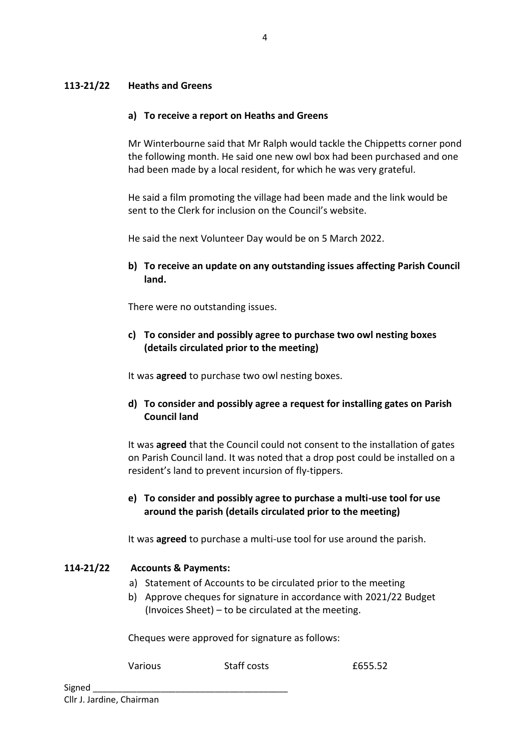**113-21/22 Heaths and Greens**

**a) To receive a report on Heaths and Greens**

Mr Winterbourne said that Mr Ralph would tackle the Chippetts corner pond the following month. He said one new owl box had been purchased and one had been made by a local resident, for which he was very grateful.

He said a film promoting the village had been made and the link would be sent to the Clerk for inclusion on the Council's website.

He said the next Volunteer Day would be on 5 March 2022.

**b) To receive an update on any outstanding issues affecting Parish Council land.**

There were no outstanding issues.

**c) To consider and possibly agree to purchase two owl nesting boxes (details circulated prior to the meeting)**

It was **agreed** to purchase two owl nesting boxes.

**d) To consider and possibly agree a request for installing gates on Parish Council land**

It was **agreed** that the Council could not consent to the installation of gates on Parish Council land. It was noted that a drop post could be installed on a resident's land to prevent incursion of fly-tippers.

**e) To consider and possibly agree to purchase a multi-use tool for use around the parish (details circulated prior to the meeting)**

It was **agreed** to purchase a multi-use tool for use around the parish.

**114-21/22 Accounts & Payments:**

a) Statement of Accounts to be circulated prior to the meeting
b) Approve cheques for signature in accordance with 2021/22 Budget (Invoices Sheet) – to be circulated at the meeting.

Cheques were approved for signature as follows:

| | | |
|---|---|---|
| Various | Staff costs | £655.52 |

Signed ______________________________________
Cllr J. Jardine, Chairman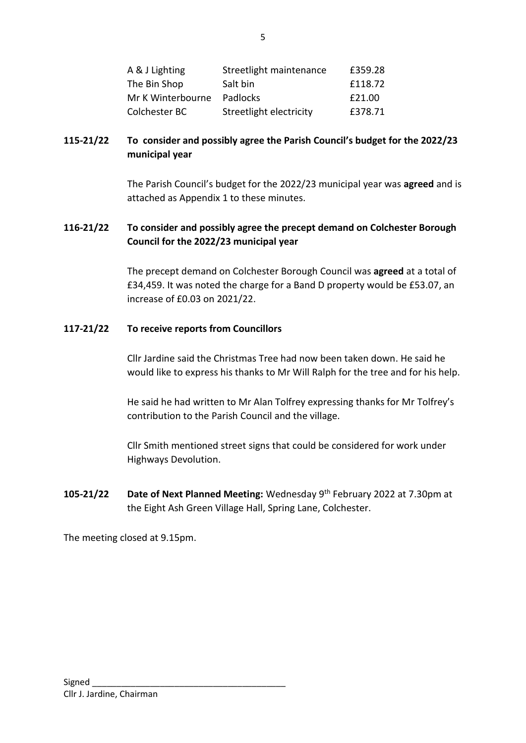| | | |
|---|---|---|
| A & J Lighting | Streetlight maintenance | £359.28 |
| The Bin Shop | Salt bin | £118.72 |
| Mr K Winterbourne | Padlocks | £21.00 |
| Colchester BC | Streetlight electricity | £378.71 |

**115-21/22 To consider and possibly agree the Parish Council's budget for the 2022/23 municipal year**

The Parish Council's budget for the 2022/23 municipal year was **agreed** and is attached as Appendix 1 to these minutes.

**116-21/22 To consider and possibly agree the precept demand on Colchester Borough Council for the 2022/23 municipal year**

The precept demand on Colchester Borough Council was **agreed** at a total of £34,459. It was noted the charge for a Band D property would be £53.07, an increase of £0.03 on 2021/22.

**117-21/22 To receive reports from Councillors**

Cllr Jardine said the Christmas Tree had now been taken down. He said he would like to express his thanks to Mr Will Ralph for the tree and for his help.

He said he had written to Mr Alan Tolfrey expressing thanks for Mr Tolfrey's contribution to the Parish Council and the village.

Cllr Smith mentioned street signs that could be considered for work under Highways Devolution.

**105-21/22 Date of Next Planned Meeting:** Wednesday 9th February 2022 at 7.30pm at the Eight Ash Green Village Hall, Spring Lane, Colchester.

The meeting closed at 9.15pm.

Signed ________________________________________

Cllr J. Jardine, Chairman